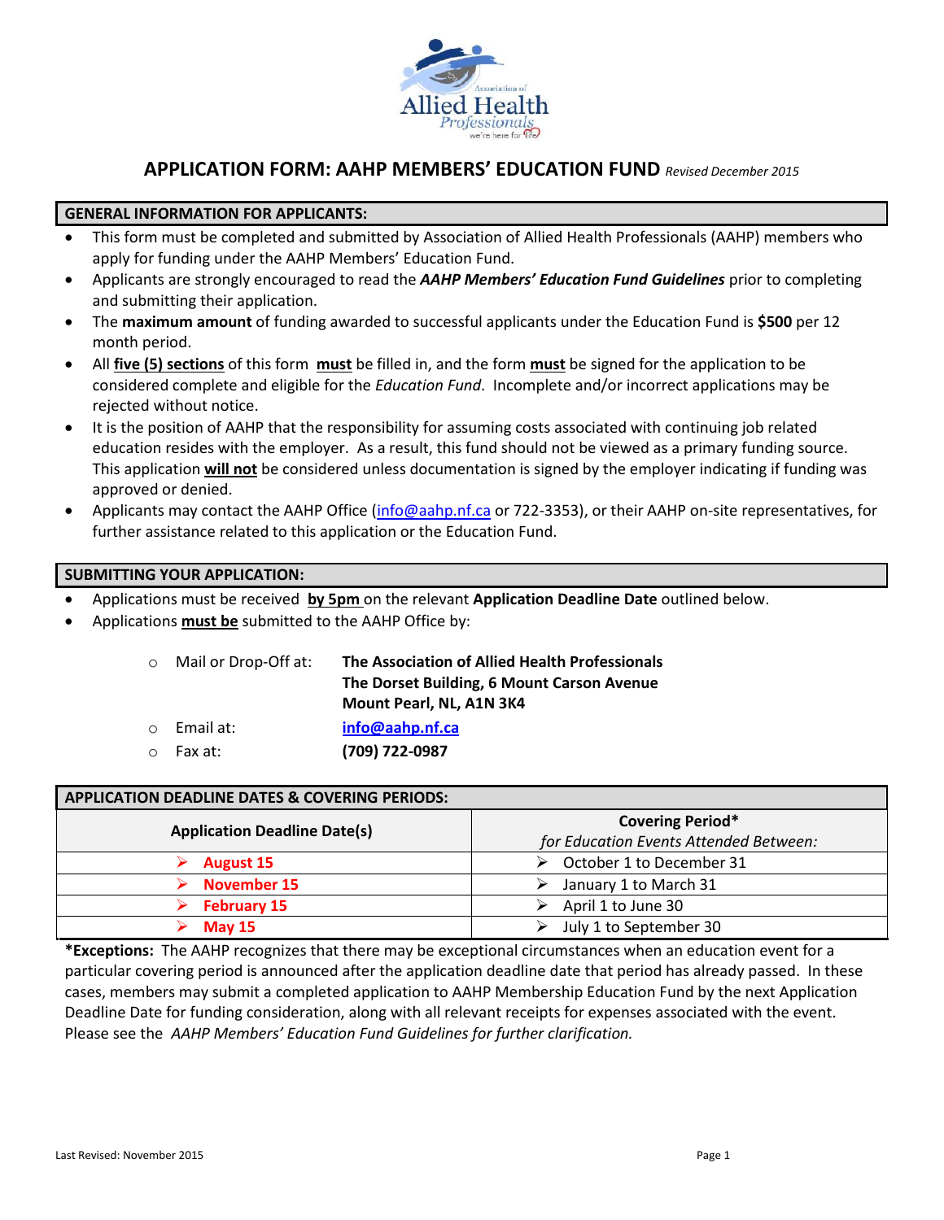# APPLICATION FORM: AAHP MEMBERS' EDUCATION FUND *Revised December 2015*

## GENERAL INFORMATION FOR APPLICANTS:

- This form must be completed and submitted by Association of Allied Health Professionals (AAHP) members who apply for funding under the AAHP Members' Education Fund.
- Applicants are strongly encouraged to read the ***AAHP Members' Education Fund Guidelines*** prior to completing and submitting their application.
- The **maximum amount** of funding awarded to successful applicants under the Education Fund is **$500** per 12 month period.
- All **five (5) sections** of this form **must** be filled in, and the form **must** be signed for the application to be considered complete and eligible for the *Education Fund*. Incomplete and/or incorrect applications may be rejected without notice.
- It is the position of AAHP that the responsibility for assuming costs associated with continuing job related education resides with the employer. As a result, this fund should not be viewed as a primary funding source. This application **will not** be considered unless documentation is signed by the employer indicating if funding was approved or denied.
- Applicants may contact the AAHP Office (info@aahp.nf.ca or 722-3353), or their AAHP on-site representatives, for further assistance related to this application or the Education Fund.

## SUBMITTING YOUR APPLICATION:

- Applications must be received **by 5pm** on the relevant **Application Deadline Date** outlined below.
- Applications **must be** submitted to the AAHP Office by:
  - Mail or Drop-Off at: **The Association of Allied Health Professionals**
    **The Dorset Building, 6 Mount Carson Avenue**
    **Mount Pearl, NL, A1N 3K4**
  - Email at: **info@aahp.nf.ca**
  - Fax at: **(709) 722-0987**

## APPLICATION DEADLINE DATES & COVERING PERIODS:

| Application Deadline Date(s) | Covering Period* *for Education Events Attended Between:* |
|---|---|
| **August 15** | October 1 to December 31 |
| **November 15** | January 1 to March 31 |
| **February 15** | April 1 to June 30 |
| **May 15** | July 1 to September 30 |

**\*Exceptions:** The AAHP recognizes that there may be exceptional circumstances when an education event for a particular covering period is announced after the application deadline date that period has already passed. In these cases, members may submit a completed application to AAHP Membership Education Fund by the next Application Deadline Date for funding consideration, along with all relevant receipts for expenses associated with the event. Please see the *AAHP Members' Education Fund Guidelines for further clarification.*

Last Revised: November 2015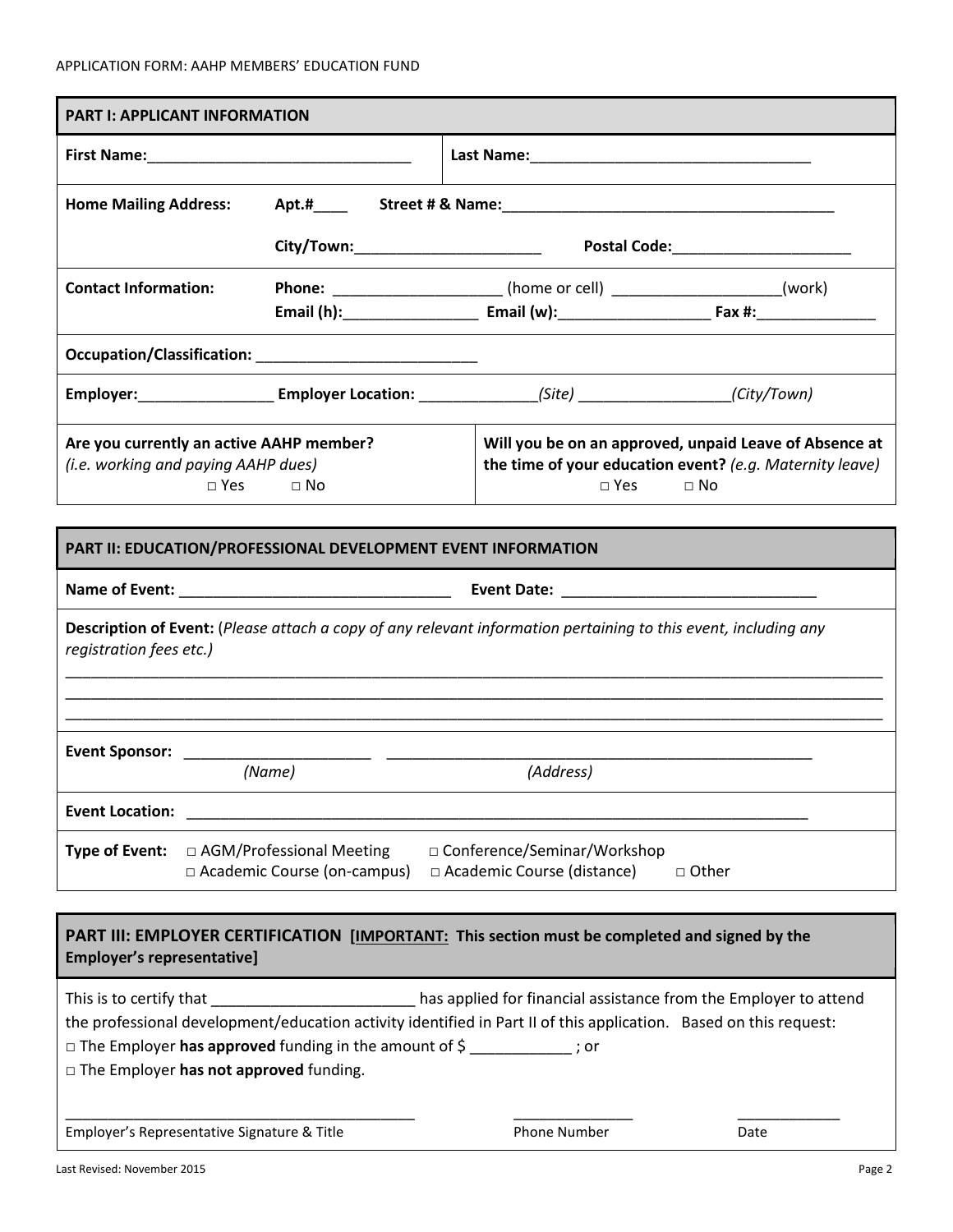APPLICATION FORM: AAHP MEMBERS' EDUCATION FUND

## PART I: APPLICANT INFORMATION

**First Name:**________________________________ **Last Name:**__________________________________

**Home Mailing Address:** **Apt.#**____ **Street # & Name:**________________________________________

**City/Town:**______________________ **Postal Code:**_____________________

**Contact Information:** **Phone:** ____________________ (home or cell) ____________________(work)
**Email (h):**________________ **Email (w):**__________________ **Fax #:**______________

**Occupation/Classification:** __________________________

**Employer:**________________ **Employer Location:** ______________*(Site)* __________________*(City/Town)*

**Are you currently an active AAHP member?**
*(i.e. working and paying AAHP dues)*
□ Yes □ No

**Will you be on an approved, unpaid Leave of Absence at the time of your education event?** *(e.g. Maternity leave)*
□ Yes □ No

## PART II: EDUCATION/PROFESSIONAL DEVELOPMENT EVENT INFORMATION

**Name of Event:** ________________________________ **Event Date:** ______________________________

**Description of Event:** (*Please attach a copy of any relevant information pertaining to this event, including any registration fees etc.)*

____________________________________________________________________________________________________
____________________________________________________________________________________________________
____________________________________________________________________________________________________

**Event Sponsor:** ______________________ ____________________________________________________
*(Name)* *(Address)*

**Event Location:** ____________________________________________________________________________

**Type of Event:** □ AGM/Professional Meeting □ Conference/Seminar/Workshop
□ Academic Course (on-campus) □ Academic Course (distance) □ Other

## PART III: EMPLOYER CERTIFICATION [<u>IMPORTANT:</u> This section must be completed and signed by the Employer's representative]

This is to certify that ________________________ has applied for financial assistance from the Employer to attend the professional development/education activity identified in Part II of this application. Based on this request:

□ The Employer **has approved** funding in the amount of $ ____________ ; or

□ The Employer **has not approved** funding.

___________________________________________ ______________ ____________
Employer's Representative Signature & Title Phone Number Date

Last Revised: November 2015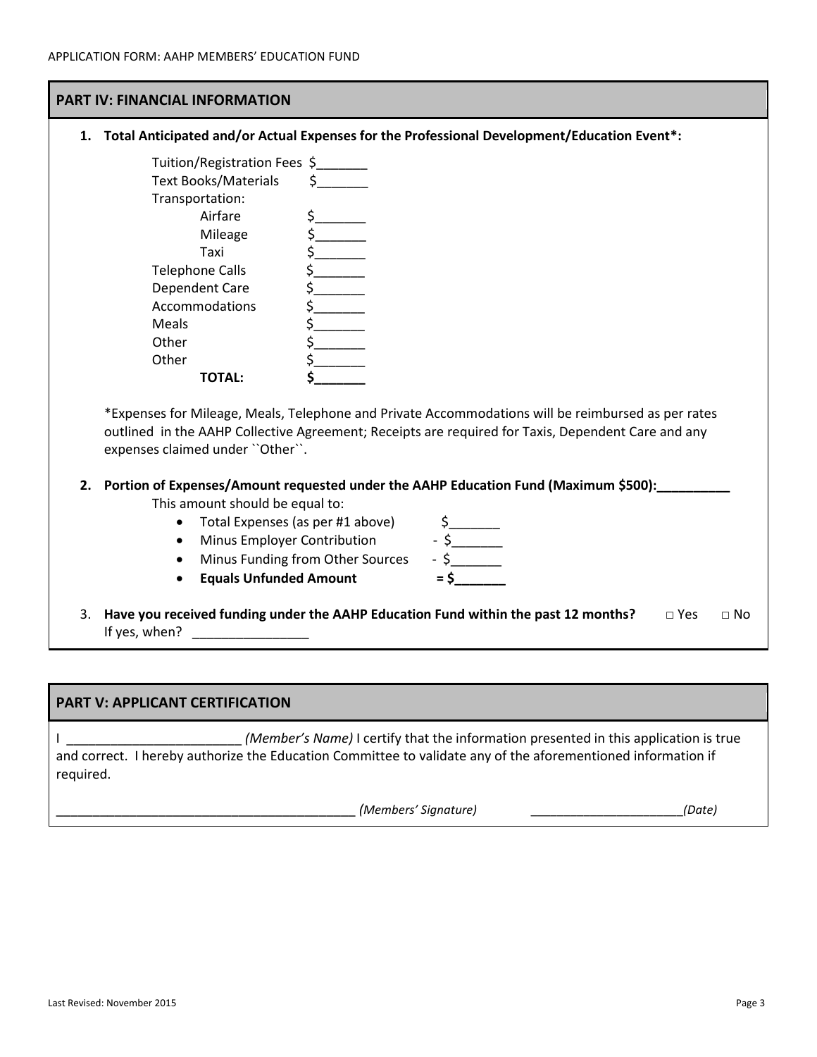## PART IV: FINANCIAL INFORMATION

1. **Total Anticipated and/or Actual Expenses for the Professional Development/Education Event*:**

| | |
|---|---|
| Tuition/Registration Fees | $_______ |
| Text Books/Materials | $_______ |
| Transportation: | |
| Airfare | $_______ |
| Mileage | $_______ |
| Taxi | $_______ |
| Telephone Calls | $_______ |
| Dependent Care | $_______ |
| Accommodations | $_______ |
| Meals | $_______ |
| Other | $_______ |
| Other | $_______ |
| **TOTAL:** | **$_______** |

*Expenses for Mileage, Meals, Telephone and Private Accommodations will be reimbursed as per rates outlined in the AAHP Collective Agreement; Receipts are required for Taxis, Dependent Care and any expenses claimed under ``Other``.

2. **Portion of Expenses/Amount requested under the AAHP Education Fund (Maximum $500):__________**

   This amount should be equal to:
   - Total Expenses (as per #1 above) $_______
   - Minus Employer Contribution - $_______
   - Minus Funding from Other Sources - $_______
   - **Equals Unfunded Amount = $_______**

3. **Have you received funding under the AAHP Education Fund within the past 12 months?** □ Yes □ No

   If yes, when? _______________

## PART V: APPLICANT CERTIFICATION

I ________________________ *(Member's Name)* I certify that the information presented in this application is true and correct. I hereby authorize the Education Committee to validate any of the aforementioned information if required.

___________________________________________ *(Members' Signature)* _____________________*(Date)*